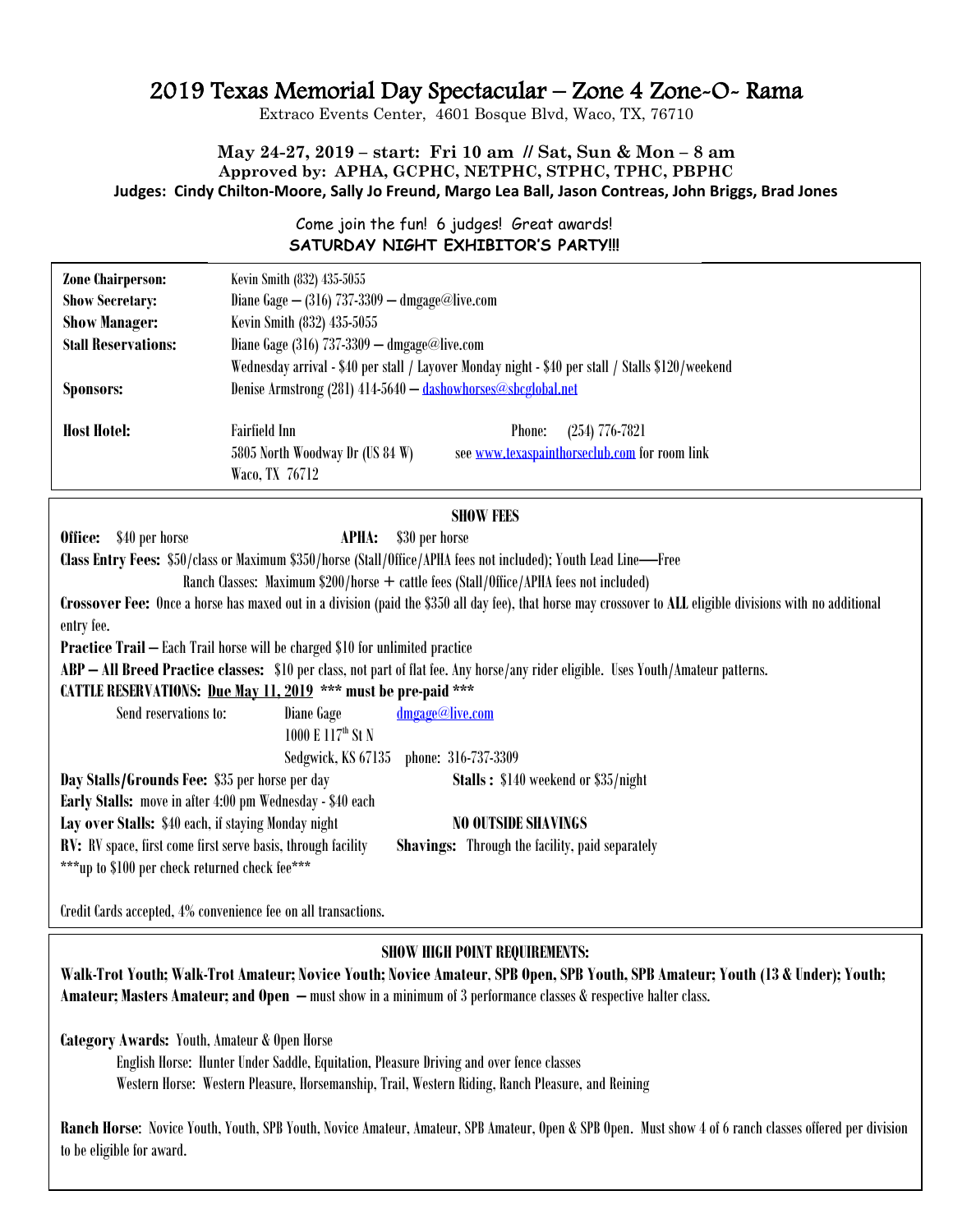# 2019 Texas Memorial Day Spectacular – Zone 4 Zone-O- Rama

Extraco Events Center, 4601 Bosque Blvd, Waco, TX, 76710

**May 24-27, 2019 – start: Fri 10 am // Sat, Sun & Mon – 8 am**
**Approved by: APHA, GCPHC, NETPHC, STPHC, TPHC, PBPHC**
**Judges: Cindy Chilton-Moore, Sally Jo Freund, Margo Lea Ball, Jason Contreas, John Briggs, Brad Jones**

Come join the fun! 6 judges! Great awards!
**SATURDAY NIGHT EXHIBITOR'S PARTY!!!**

| | |
|---|---|
| **Zone Chairperson:** | Kevin Smith (832) 435-5055 |
| **Show Secretary:** | Diane Gage – (316) 737-3309 – dmgage@live.com |
| **Show Manager:** | Kevin Smith (832) 435-5055 |
| **Stall Reservations:** | Diane Gage (316) 737-3309 – dmgage@live.com |
| | Wednesday arrival - $40 per stall / Layover Monday night - $40 per stall / Stalls $120/weekend |
| **Sponsors:** | Denise Armstrong (281) 414-5640 – dashowhorses@sbcglobal.net |
| **Host Hotel:** | Fairfield Inn, Phone: (254) 776-7821<br>5805 North Woodway Dr (US 84 W), see www.texaspainthorseclub.com for room link<br>Waco, TX 76712 |

## SHOW FEES

**Office:** $40 per horse **APHA:** $30 per horse

**Class Entry Fees:** $50/class or Maximum $350/horse (Stall/Office/APHA fees not included); Youth Lead Line—Free
Ranch Classes: Maximum $200/horse + cattle fees (Stall/Office/APHA fees not included)

**Crossover Fee:** Once a horse has maxed out in a division (paid the $350 all day fee), that horse may crossover to **ALL** eligible divisions with no additional entry fee.

**Practice Trail** – Each Trail horse will be charged $10 for unlimited practice

**ABP – All Breed Practice classes:** $10 per class, not part of flat fee. Any horse/any rider eligible. Uses Youth/Amateur patterns.

**CATTLE RESERVATIONS: Due May 11, 2019 \*\*\* must be pre-paid \*\*\***

Send reservations to: Diane Gage dmgage@live.com
1000 E 117th St N
Sedgwick, KS 67135 phone: 316-737-3309

**Day Stalls/Grounds Fee:** $35 per horse per day **Stalls :** $140 weekend or $35/night

**Early Stalls:** move in after 4:00 pm Wednesday - $40 each

**Lay over Stalls:** $40 each, if staying Monday night **NO OUTSIDE SHAVINGS**

**RV:** RV space, first come first serve basis, through facility **Shavings:** Through the facility, paid separately

\*\*\*up to $100 per check returned check fee\*\*\*

Credit Cards accepted, 4% convenience fee on all transactions.

## SHOW HIGH POINT REQUIREMENTS:

**Walk-Trot Youth; Walk-Trot Amateur; Novice Youth; Novice Amateur, SPB Open, SPB Youth, SPB Amateur; Youth (13 & Under); Youth; Amateur; Masters Amateur; and Open** – must show in a minimum of 3 performance classes & respective halter class.

**Category Awards:** Youth, Amateur & Open Horse
English Horse: Hunter Under Saddle, Equitation, Pleasure Driving and over fence classes
Western Horse: Western Pleasure, Horsemanship, Trail, Western Riding, Ranch Pleasure, and Reining

**Ranch Horse**: Novice Youth, Youth, SPB Youth, Novice Amateur, Amateur, SPB Amateur, Open & SPB Open. Must show 4 of 6 ranch classes offered per division to be eligible for award.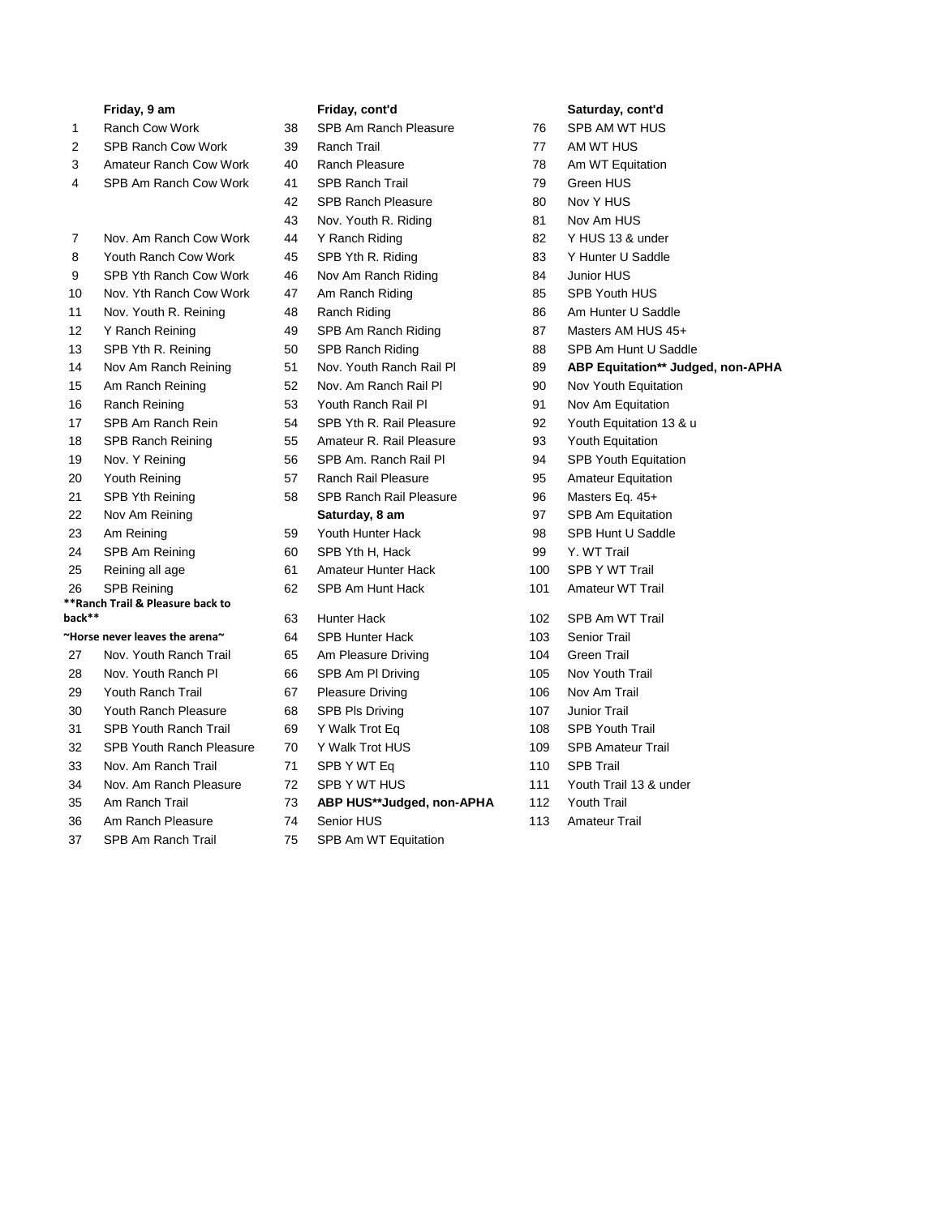**Friday, 9 am**

1 Ranch Cow Work
2 SPB Ranch Cow Work
3 Amateur Ranch Cow Work
4 SPB Am Ranch Cow Work

7 Nov. Am Ranch Cow Work
8 Youth Ranch Cow Work
9 SPB Yth Ranch Cow Work
10 Nov. Yth Ranch Cow Work
11 Nov. Youth R. Reining
12 Y Ranch Reining
13 SPB Yth R. Reining
14 Nov Am Ranch Reining
15 Am Ranch Reining
16 Ranch Reining
17 SPB Am Ranch Rein
18 SPB Ranch Reining
19 Nov. Y Reining
20 Youth Reining
21 SPB Yth Reining
22 Nov Am Reining
23 Am Reining
24 SPB Am Reining
25 Reining all age
26 SPB Reining

**\*\*Ranch Trail & Pleasure back to back\*\***

**~Horse never leaves the arena~**

27 Nov. Youth Ranch Trail
28 Nov. Youth Ranch Pl
29 Youth Ranch Trail
30 Youth Ranch Pleasure
31 SPB Youth Ranch Trail
32 SPB Youth Ranch Pleasure
33 Nov. Am Ranch Trail
34 Nov. Am Ranch Pleasure
35 Am Ranch Trail
36 Am Ranch Pleasure
37 SPB Am Ranch Trail

**Friday, cont'd**

38 SPB Am Ranch Pleasure
39 Ranch Trail
40 Ranch Pleasure
41 SPB Ranch Trail
42 SPB Ranch Pleasure
43 Nov. Youth R. Riding
44 Y Ranch Riding
45 SPB Yth R. Riding
46 Nov Am Ranch Riding
47 Am Ranch Riding
48 Ranch Riding
49 SPB Am Ranch Riding
50 SPB Ranch Riding
51 Nov. Youth Ranch Rail Pl
52 Nov. Am Ranch Rail Pl
53 Youth Ranch Rail Pl
54 SPB Yth R. Rail Pleasure
55 Amateur R. Rail Pleasure
56 SPB Am. Ranch Rail Pl
57 Ranch Rail Pleasure
58 SPB Ranch Rail Pleasure

**Saturday, 8 am**

59 Youth Hunter Hack
60 SPB Yth H, Hack
61 Amateur Hunter Hack
62 SPB Am Hunt Hack
63 Hunter Hack
64 SPB Hunter Hack
65 Am Pleasure Driving
66 SPB Am Pl Driving
67 Pleasure Driving
68 SPB Pls Driving
69 Y Walk Trot Eq
70 Y Walk Trot HUS
71 SPB Y WT Eq
72 SPB Y WT HUS
73 **ABP HUS\*\*Judged, non-APHA**
74 Senior HUS
75 SPB Am WT Equitation

**Saturday, cont'd**

76 SPB AM WT HUS
77 AM WT HUS
78 Am WT Equitation
79 Green HUS
80 Nov Y HUS
81 Nov Am HUS
82 Y HUS 13 & under
83 Y Hunter U Saddle
84 Junior HUS
85 SPB Youth HUS
86 Am Hunter U Saddle
87 Masters AM HUS 45+
88 SPB Am Hunt U Saddle
89 **ABP Equitation\*\* Judged, non-APHA**
90 Nov Youth Equitation
91 Nov Am Equitation
92 Youth Equitation 13 & u
93 Youth Equitation
94 SPB Youth Equitation
95 Amateur Equitation
96 Masters Eq. 45+
97 SPB Am Equitation
98 SPB Hunt U Saddle
99 Y. WT Trail
100 SPB Y WT Trail
101 Amateur WT Trail
102 SPB Am WT Trail
103 Senior Trail
104 Green Trail
105 Nov Youth Trail
106 Nov Am Trail
107 Junior Trail
108 SPB Youth Trail
109 SPB Amateur Trail
110 SPB Trail
111 Youth Trail 13 & under
112 Youth Trail
113 Amateur Trail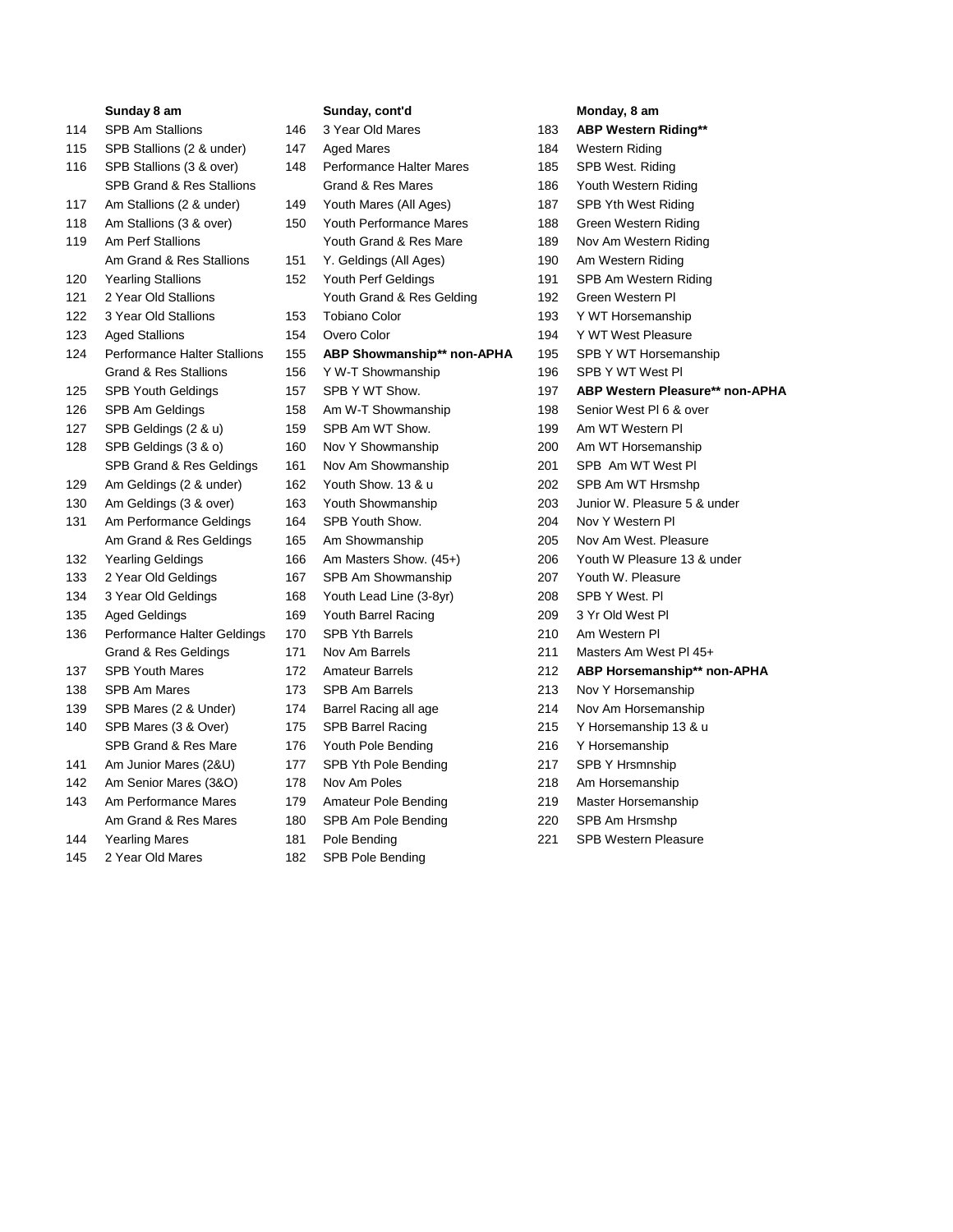**Sunday 8 am**

114 SPB Am Stallions
115 SPB Stallions (2 & under)
116 SPB Stallions (3 & over)
SPB Grand & Res Stallions
117 Am Stallions (2 & under)
118 Am Stallions (3 & over)
119 Am Perf Stallions
Am Grand & Res Stallions
120 Yearling Stallions
121 2 Year Old Stallions
122 3 Year Old Stallions
123 Aged Stallions
124 Performance Halter Stallions
Grand & Res Stallions
125 SPB Youth Geldings
126 SPB Am Geldings
127 SPB Geldings (2 & u)
128 SPB Geldings (3 & o)
SPB Grand & Res Geldings
129 Am Geldings (2 & under)
130 Am Geldings (3 & over)
131 Am Performance Geldings
Am Grand & Res Geldings
132 Yearling Geldings
133 2 Year Old Geldings
134 3 Year Old Geldings
135 Aged Geldings
136 Performance Halter Geldings
Grand & Res Geldings
137 SPB Youth Mares
138 SPB Am Mares
139 SPB Mares (2 & Under)
140 SPB Mares (3 & Over)
SPB Grand & Res Mare
141 Am Junior Mares (2&U)
142 Am Senior Mares (3&O)
143 Am Performance Mares
Am Grand & Res Mares
144 Yearling Mares
145 2 Year Old Mares

**Sunday, cont'd**

146 3 Year Old Mares
147 Aged Mares
148 Performance Halter Mares
Grand & Res Mares
149 Youth Mares (All Ages)
150 Youth Performance Mares
Youth Grand & Res Mare
151 Y. Geldings (All Ages)
152 Youth Perf Geldings
Youth Grand & Res Gelding
153 Tobiano Color
154 Overo Color
155 **ABP Showmanship** non-APHA**
156 Y W-T Showmanship
157 SPB Y WT Show.
158 Am W-T Showmanship
159 SPB Am WT Show.
160 Nov Y Showmanship
161 Nov Am Showmanship
162 Youth Show. 13 & u
163 Youth Showmanship
164 SPB Youth Show.
165 Am Showmanship
166 Am Masters Show. (45+)
167 SPB Am Showmanship
168 Youth Lead Line (3-8yr)
169 Youth Barrel Racing
170 SPB Yth Barrels
171 Nov Am Barrels
172 Amateur Barrels
173 SPB Am Barrels
174 Barrel Racing all age
175 SPB Barrel Racing
176 Youth Pole Bending
177 SPB Yth Pole Bending
178 Nov Am Poles
179 Amateur Pole Bending
180 SPB Am Pole Bending
181 Pole Bending
182 SPB Pole Bending

**Monday, 8 am**

183 **ABP Western Riding****
184 Western Riding
185 SPB West. Riding
186 Youth Western Riding
187 SPB Yth West Riding
188 Green Western Riding
189 Nov Am Western Riding
190 Am Western Riding
191 SPB Am Western Riding
192 Green Western Pl
193 Y WT Horsemanship
194 Y WT West Pleasure
195 SPB Y WT Horsemanship
196 SPB Y WT West Pl
197 **ABP Western Pleasure** non-APHA**
198 Senior West Pl 6 & over
199 Am WT Western Pl
200 Am WT Horsemanship
201 SPB Am WT West Pl
202 SPB Am WT Hrsmshp
203 Junior W. Pleasure 5 & under
204 Nov Y Western Pl
205 Nov Am West. Pleasure
206 Youth W Pleasure 13 & under
207 Youth W. Pleasure
208 SPB Y West. Pl
209 3 Yr Old West Pl
210 Am Western Pl
211 Masters Am West Pl 45+
212 **ABP Horsemanship** non-APHA**
213 Nov Y Horsemanship
214 Nov Am Horsemanship
215 Y Horsemanship 13 & u
216 Y Horsemanship
217 SPB Y Hrsmnship
218 Am Horsemanship
219 Master Horsemanship
220 SPB Am Hrsmshp
221 SPB Western Pleasure